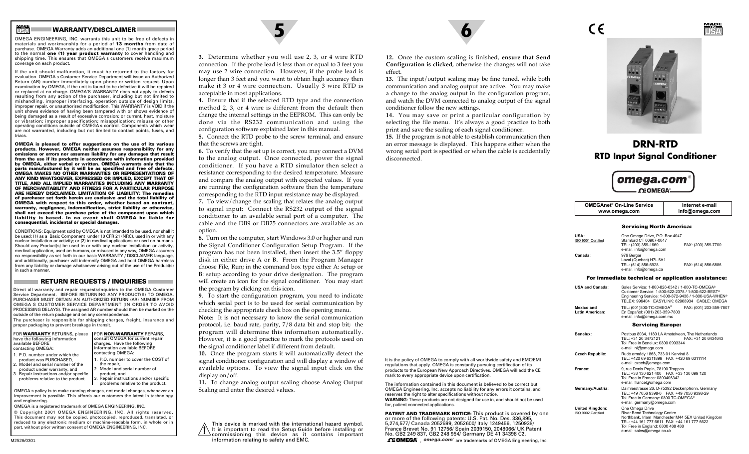## WARRANTY/DISCLAIMER

OMEGA ENGINEERING, INC. warrants this unit to be free of defects in materials and workmanship for a period of **13 months** from date of purchase. OMEGA Warranty adds an additional one (1) month grace period to the normal **one (1) year product warranty** to cover handling and shipping time. This ensures that OMEGA s customers receive maximum coverage on each product.

If the unit should malfunction, it must be returned to the factory for evaluation. OMEGA s Customer Service Department will issue an Authorized Return (AR) number immediately upon phone or written request. Upon examination by OMEGA, if the unit is found to be defective it will be repaired or replaced at no charge. OMEGA'S WARRANTY does not apply to defects resulting from any action of the purchaser, including but not limited to mishandling, improper interfacing, operation outside of design limits, improper repair, or unauthorized modification. This WARRANTY is VOID if the unit shows evidence of having been tampered with or shows evidence of being damaged as a result of excessive corrosion; or current, heat, moisture or vibration; improper specification; misapplication; misuse or other operating conditions outside of OMEGA s control. Components which wear are not warranted, including but not limited to contact points, fuses, and triacs.

**OMEGA is pleased to offer suggestions on the use of its various products. However, OMEGA neither assumes responsibility for any omissions or errors nor assumes liability for any damages that result from the use if its products in accordance with information provided by OMEGA, either verbal or written. OMEGA warrants only that the parts manufactured by it will be as specified and free of defects. OMEGA MAKES NO OTHER WARRANTIES OR REPRESENTATIONS OF ANY KIND WHATSOEVER, EXPRESSED OR IMPLIED, EXCEPT THAT OF TITLE, AND ALL IMPLIED WARRANTIES INCLUDING ANY WARRANTY OF MERCHANTABILITY AND FITNESS FOR A PARTICULAR PURPOSE ARE HEREBY DISCLAIMED. LIMITATION OF LIABILITY: The remedies of purchaser set forth herein are exclusive and the total liability of OMEGA with respect to this order, whether based on contract, warranty, negligence, indemnification, strict liability or otherwise, shall not exceed the purchase price of the component upon which liability is based. In no event shall OMEGA be liable for consequential, incidental or special damages.**

CONDITIONS: Equipment sold by OMEGA is not intended to be used, nor shall it be used: (1) as a Basic Component under 10 CFR 21 (NRC), used in or with any nuclear installation or activity; or (2) in medical applications or used on humans. Should any Product(s) be used in or with any nuclear installation or activity, medical application, used on humans, or misused in any way, OMEGA assumes no responsibility as set forth in our basic WARRANTY / DISCLAIMER language, and additionally, purchaser will indemnify OMEGA and hold OMEGA harmless from any liability or damage whatsoever arising out of the use of the Product(s) in such a manner.

## RETURN REQUESTS / INQUIRIES

Direct all warranty and repair requests/inquiries to the OMEGA Customer Service Department. BEFORE RETURNING ANY PRODUCT(S) TO OMEGA, PURCHASER MUST OBTAIN AN AUTHORIZED RETURN (AR) NUMBER FROM OMEGA S CUSTOMER SERVICE DEPARTMENT (IN ORDER TO AVOID PROCESSING DELAYS). The assigned AR number should then be marked on the outside of the return package and on any correspondence.

The purchaser is responsible for shipping charges, freight, insurance and proper packaging to prevent breakage in transit.

FOR **WARRANTY** RETURNS, please have the following information available BEFORE contacting OMEGA:

1. P.O. number under which the product was PURCHASED,
2. Model and serial number of the product under warranty, and
3. Repair instructions and/or specific problems relative to the product.

FOR **NON-WARRANTY** REPAIRS, consult OMEGA for current repair charges. Have the following information available BEFORE contacting OMEGA:

1. P.O. number to cover the COST of the repair,
2. Model and serial number of product, and
3. Repair instructions and/or specific problems relative to the product.

OMEGA s policy is to make running changes, not model changes, whenever an improvement is possible. This affords our customers the latest in technology and engineering.

OMEGA is a registered trademark of OMEGA ENGINEERING, INC.

© Copyright 2001 OMEGA ENGINEERING, INC. All rights reserved. This document may not be copied, photocopied, reproduced, translated, or reduced to any electronic medium or machine-readable form, in whole or in part, without prior written consent of OMEGA ENGINEERING, INC.

M2526/0301

**3.** Determine whether you will use 2, 3, or 4 wire RTD connection. If the probe lead is less than or equal to 3 feet you may use 2 wire connection. However, if the probe lead is longer than 3 feet and you want to obtain high accuracy then make it 3 or 4 wire connection. Usually 3 wire RTD is acceptable in most applications.

**4.** Ensure that if the selected RTD type and the connection method 2, 3, or 4 wire is different from the default then change the internal settings in the EEPROM. This can only be done via the RS232 communication and using the configuration software explained later in this manual.

**5.** Connect the RTD probe to the screw terminal, and ensure that the screws are tight.

**6.** To verify that the set up is correct, you may connect a DVM to the analog output. Once connected, power the signal conditioner. If you have a RTD simulator then select a resistance corresponding to the desired temperature. Measure and compare the analog output with expected values. If you are running the configuration software then the temperature corresponding to the RTD input resistance may be displayed.

**7.** To view/change the scaling that relates the analog output to signal input: Connect the RS232 output of the signal conditioner to an available serial port of a computer. The cable and the DB9 or DB25 connectors are available as an option.

**8.** Turn on the computer, start Windows 3.0 or higher and run the Signal Conditioner Configuration Setup Program. If the program has not been installed, then insert the 3.5" floppy disk in either drive A or B. From the Program Manager choose File, Run; in the command box type either A: setup or B: setup according to your drive designation. The program will create an icon for the signal conditioner. You may start the program by clicking on this icon.

**9**. To start the configuration program, you need to indicate which serial port is to be used for serial communication by checking the appropriate check box on the opening menu.

**Note:** It is not necessary to know the serial communication protocol, i.e. baud rate, parity, 7/8 data bit and stop bit; the program will determine this information automatically. However, it is a good practice to mark the protocols used on the signal conditioner label if different from default.

**10.** Once the program starts it will automatically detect the signal conditioner configuration and will display a window of available options. To view the signal input click on the display on/off.

**11.** To change analog output scaling choose Analog Output Scaling and enter the desired values.

This device is marked with the international hazard symbol. It is important to read the Setup Guide before installing or commissioning this device as it contains important information relating to safety and EMC.

**12.** Once the custom scaling is finished, **ensure that Send Configuration is clicked**, otherwise the changes will not take effect.

**13.** The input/output scaling may be fine tuned, while both communication and analog output are active. You may make a change to the analog output in the configuration program, and watch the DVM connected to analog output of the signal conditioner follow the new settings.

**14.** You may save or print a particular configuration by selecting the file menu. It's always a good practice to both print and save the scaling of each signal conditioner.

**15.** If the program is not able to establish communication then an error message is displayed. This happens either when the wrong serial port is specified or when the cable is accidentally disconnected.

It is the policy of OMEGA to comply with all worldwide safety and EMC/EMI regulations that apply. OMEGA is constantly pursuing certification of its products to the European New Approach Directives. OMEGA will add the CE mark to every appropriate device upon certification.

The information contained in this document is believed to be correct but OMEGA Engineering, Inc. accepts no liability for any errors it contains, and reserves the right to alter specifications without notice.

**WARNING:** These products are not designed for use in, and should not be used for, patient connected applications.

**PATENT AND TRADEMARK NOTICE:** This product is covered by one or more of the following patents: U.S. Pat. No. Des. 336,895, 5,274,577/ Canada 2052599, 2052600/ Italy 1249456, 1250938/ France Brevet No. 91 12756/ Spain 2039150, 2048066/ UK Patent No. GB2 249 837, GB2 248 954/ Germany DE 41 34398 C2.

OMEGA®, omega.com® are trademarks of OMEGA Engineering, Inc.

# DRN-RTD

## RTD Input Signal Conditioner

omega.com® OMEGA®

| OMEGAnet® On-Line Service www.omega.com | Internet e-mail info@omega.com |
| --- | --- |

### Servicing North America:

| | | |
| --- | --- | --- |
| **USA:** ISO 9001 Certified | One Omega Drive, P.O. Box 4047<br>Stamford CT 06907-0047<br>TEL: (203) 359-1660<br>e-mail: info@omega.com | FAX: (203) 359-7700 |
| **Canada:** | 976 Bergar<br>Laval (Quebec) H7L 5A1<br>TEL: (514) 856-6928<br>e-mail: info@omega.ca | FAX: (514) 856-6886 |

### For immediate technical or application assistance:

| | |
| --- | --- |
| **USA and Canada:** | Sales Service: 1-800-826-6342 / 1-800-TC-OMEGA®<br>Customer Service: 1-800-622-2378 / 1-800-622-BEST®<br>Engineering Service: 1-800-872-9436 / 1-800-USA-WHEN®<br>TELEX: 996404 EASYLINK: 62968934 CABLE: OMEGA |
| **Mexico and Latin American:** | TEL: (001)800-TC-OMEGA® FAX: (001) 203-359-7807<br>En Español: (001) 203-359-7803<br>e-mail: info@omega.com.mx |

### Servicing Europe:

| | |
| --- | --- |
| **Benelux:** | Postbus 8034, 1180 LA Amstelveen, The Netherlands<br>TEL: +31 20 3472121 FAX: +31 20 6434643<br>Toll Free in Benelux: 0800 0993344<br>e-mail: nl@omega.com |
| **Czech Republic:** | Rudé armády 1868, 733 01 Karviná 8<br>TEL: +420 69 6311899 FAX: +420 69 6311114<br>e-mail: czech@omega.com |
| **France:** | 9, rue Denis Papin, 78190 Trappes<br>TEL: +33 130 621 400 FAX: +33 130 699 120<br>Toll Free in France: 0800406342<br>e-mail: france@omega.com |
| **Germany/Austria:** | Daimlerstrasse 26, D-75392 Deckenpfronn, Germany<br>TEL: +49 7056 9398-0 FAX: +49 7056 9398-29<br>Toll Free in Germany: 0800 TC-OMEGA®<br>e-mail: germany@omega.com |
| **United Kingdom:** ISO 9002 Certified | One Omega Drive<br>River Bend Technology Centre<br>Northbank, Irlam Manchester M44 5EX United Kingdom<br>TEL: +44 161 777 6611 FAX: +44 161 777 6622<br>Toll Free in England: 0800 488 488<br>e-mail: sales@omega.co.uk |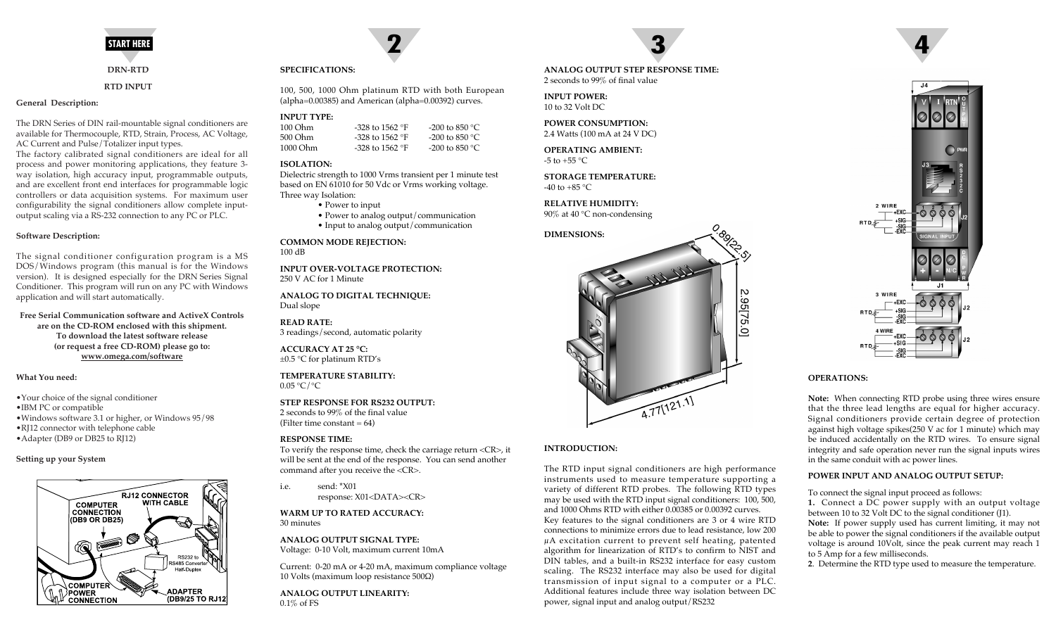START HERE

**DRN-RTD**

**RTD INPUT**

**General Description:**

The DRN Series of DIN rail-mountable signal conditioners are available for Thermocouple, RTD, Strain, Process, AC Voltage, AC Current and Pulse/Totalizer input types.
The factory calibrated signal conditioners are ideal for all process and power monitoring applications, they feature 3-way isolation, high accuracy input, programmable outputs, and are excellent front end interfaces for programmable logic controllers or data acquisition systems. For maximum user configurability the signal conditioners allow complete input-output scaling via a RS-232 connection to any PC or PLC.

**Software Description:**

The signal conditioner configuration program is a MS DOS/Windows program (this manual is for the Windows version). It is designed especially for the DRN Series Signal Conditioner. This program will run on any PC with Windows application and will start automatically.

**Free Serial Communication software and ActiveX Controls are on the CD-ROM enclosed with this shipment. To download the latest software release (or request a free CD-ROM) please go to: www.omega.com/software**

**What You need:**

- Your choice of the signal conditioner
- IBM PC or compatible
- Windows software 3.1 or higher, or Windows 95/98
- RJ12 connector with telephone cable
- Adapter (DB9 or DB25 to RJ12)

**Setting up your System**

RJ12 CONNECTOR WITH CABLE
COMPUTER CONNECTION (DB9 OR DB25)
RS232 to RS485 Converter Half-Duplex
COMPUTER POWER CONNECTION
ADAPTER (DB9/25 TO RJ12)

2

**SPECIFICATIONS:**

100, 500, 1000 Ohm platinum RTD with both European (alpha=0.00385) and American (alpha=0.00392) curves.

**INPUT TYPE:**

| | | |
|---|---|---|
| 100 Ohm | -328 to 1562 °F | -200 to 850 °C |
| 500 Ohm | -328 to 1562 °F | -200 to 850 °C |
| 1000 Ohm | -328 to 1562 °F | -200 to 850 °C |

**ISOLATION:**
Dielectric strength to 1000 Vrms transient per 1 minute test based on EN 61010 for 50 Vdc or Vrms working voltage.
Three way Isolation:

- Power to input
- Power to analog output/communication
- Input to analog output/communication

**COMMON MODE REJECTION:**
100 dB

**INPUT OVER-VOLTAGE PROTECTION:**
250 V AC for 1 Minute

**ANALOG TO DIGITAL TECHNIQUE:**
Dual slope

**READ RATE:**
3 readings/second, automatic polarity

**ACCURACY AT 25 °C:**
±0.5 °C for platinum RTD's

**TEMPERATURE STABILITY:**
0.05 °C/°C

**STEP RESPONSE FOR RS232 OUTPUT:**
2 seconds to 99% of the final value
(Filter time constant = 64)

**RESPONSE TIME:**
To verify the response time, check the carriage return <CR>, it will be sent at the end of the response. You can send another command after you receive the <CR>.

i.e. send: *X01
response: X01<DATA><CR>

**WARM UP TO RATED ACCURACY:**
30 minutes

**ANALOG OUTPUT SIGNAL TYPE:**
Voltage: 0-10 Volt, maximum current 10mA

Current: 0-20 mA or 4-20 mA, maximum compliance voltage 10 Volts (maximum loop resistance 500Ω)

**ANALOG OUTPUT LINEARITY:**
0.1% of FS

3

**ANALOG OUTPUT STEP RESPONSE TIME:**
2 seconds to 99% of final value

**INPUT POWER:**
10 to 32 Volt DC

**POWER CONSUMPTION:**
2.4 Watts (100 mA at 24 V DC)

**OPERATING AMBIENT:**
-5 to +55 °C

**STORAGE TEMPERATURE:**
-40 to +85 °C

**RELATIVE HUMIDITY:**
90% at 40 °C non-condensing

**DIMENSIONS:**

0.89[22.5]
2.95[75.0]
4.77[121.1]

**INTRODUCTION:**

The RTD input signal conditioners are high performance instruments used to measure temperature supporting a variety of different RTD probes. The following RTD types may be used with the RTD input signal conditioners: 100, 500, and 1000 Ohms RTD with either 0.00385 or 0.00392 curves.
Key features to the signal conditioners are 3 or 4 wire RTD connections to minimize errors due to lead resistance, low 200 $\mu$A excitation current to prevent self heating, patented algorithm for linearization of RTD's to confirm to NIST and DIN tables, and a built-in RS232 interface for easy custom scaling. The RS232 interface may also be used for digital transmission of input signal to a computer or a PLC. Additional features include three way isolation between DC power, signal input and analog output/RS232

4

J4
V I RTN OUTPUT
PWR
J3 RS232C
2 WIRE
RTD +EXC +SIG -SIG -EXC J2
SIGNAL INPUT
+ - N/C DC PWR
J1
3 WIRE
RTD +EXC +SIG -SIG -EXC J2
4 WIRE
RTD +EXC +SIG -SIG -EXC J2

**OPERATIONS:**

**Note:** When connecting RTD probe using three wires ensure that the three lead lengths are equal for higher accuracy. Signal conditioners provide certain degree of protection against high voltage spikes(250 V ac for 1 minute) which may be induced accidentally on the RTD wires. To ensure signal integrity and safe operation never run the signal inputs wires in the same conduit with ac power lines.

**POWER INPUT AND ANALOG OUTPUT SETUP:**

To connect the signal input proceed as follows:
**1.** Connect a DC power supply with an output voltage between 10 to 32 Volt DC to the signal conditioner (J1).
**Note:** If power supply used has current limiting, it may not be able to power the signal conditioners if the available output voltage is around 10Volt, since the peak current may reach 1 to 5 Amp for a few milliseconds.
**2**. Determine the RTD type used to measure the temperature.